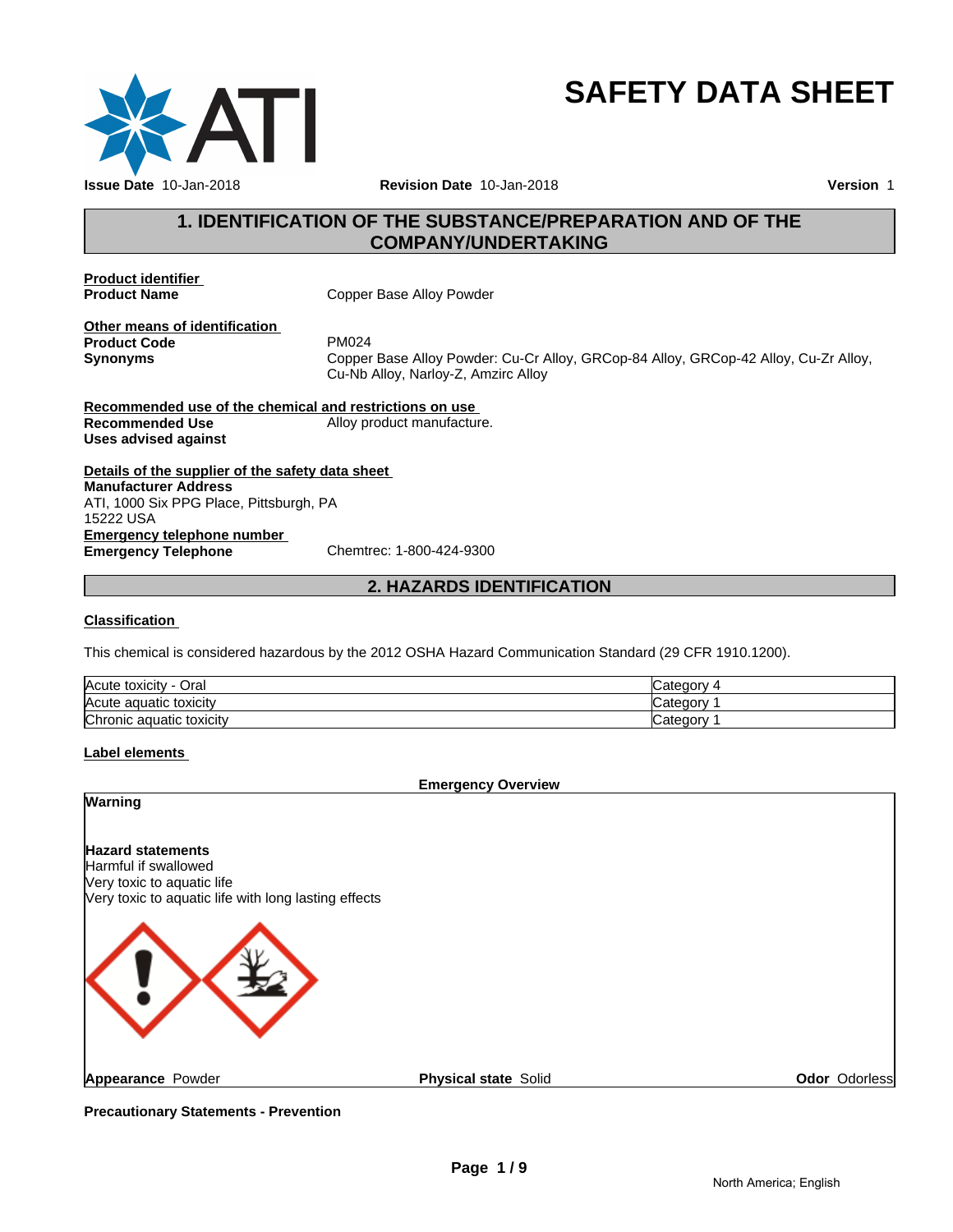# SAFETY DATA SHEET

**Issue Date** 10-Jan-2018 **Revision Date** 10-Jan-2018 **Version** 1

## 1. IDENTIFICATION OF THE SUBSTANCE/PREPARATION AND OF THE COMPANY/UNDERTAKING

**Product identifier**

**Product Name** Copper Base Alloy Powder

**Other means of identification**

**Product Code** PM024

**Synonyms** Copper Base Alloy Powder: Cu-Cr Alloy, GRCop-84 Alloy, GRCop-42 Alloy, Cu-Zr Alloy, Cu-Nb Alloy, Narloy-Z, Amzirc Alloy

**Recommended use of the chemical and restrictions on use**

**Recommended Use** Alloy product manufacture.

**Uses advised against**

**Details of the supplier of the safety data sheet**

**Manufacturer Address**
ATI, 1000 Six PPG Place, Pittsburgh, PA
15222 USA

**Emergency telephone number**

**Emergency Telephone** Chemtrec: 1-800-424-9300

## 2. HAZARDS IDENTIFICATION

**Classification**

This chemical is considered hazardous by the 2012 OSHA Hazard Communication Standard (29 CFR 1910.1200).

| | |
|---|---|
| Acute toxicity - Oral | Category 4 |
| Acute aquatic toxicity | Category 1 |
| Chronic aquatic toxicity | Category 1 |

**Label elements**

**Emergency Overview**

**Warning**

**Hazard statements**

Harmful if swallowed
Very toxic to aquatic life
Very toxic to aquatic life with long lasting effects

**Appearance** Powder **Physical state** Solid **Odor** Odorless

**Precautionary Statements - Prevention**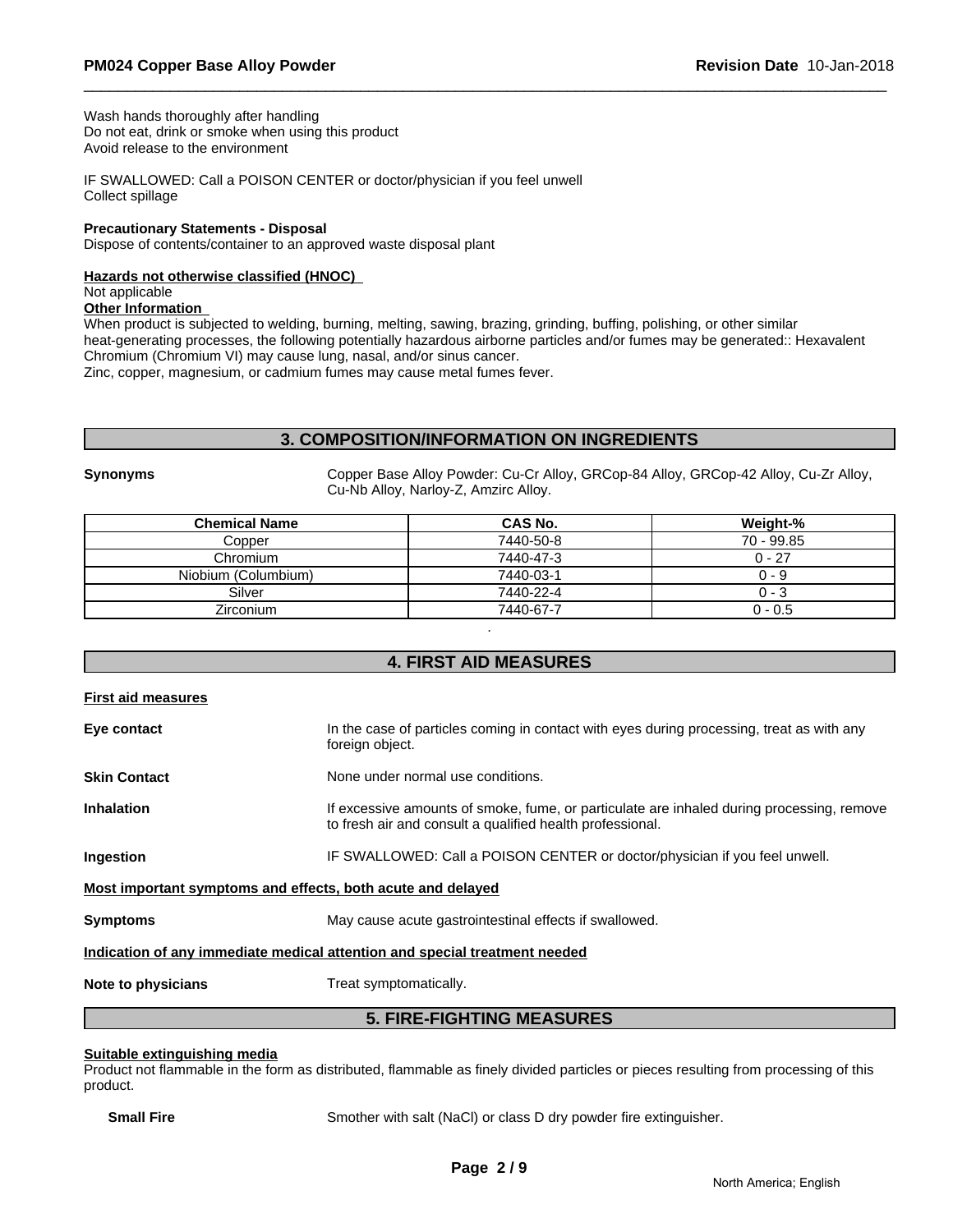Wash hands thoroughly after handling
Do not eat, drink or smoke when using this product
Avoid release to the environment

IF SWALLOWED: Call a POISON CENTER or doctor/physician if you feel unwell
Collect spillage

**Precautionary Statements - Disposal**
Dispose of contents/container to an approved waste disposal plant

**Hazards not otherwise classified (HNOC)**
Not applicable
**Other Information**
When product is subjected to welding, burning, melting, sawing, brazing, grinding, buffing, polishing, or other similar heat-generating processes, the following potentially hazardous airborne particles and/or fumes may be generated:: Hexavalent Chromium (Chromium VI) may cause lung, nasal, and/or sinus cancer.
Zinc, copper, magnesium, or cadmium fumes may cause metal fumes fever.

## 3. COMPOSITION/INFORMATION ON INGREDIENTS

**Synonyms** Copper Base Alloy Powder: Cu-Cr Alloy, GRCop-84 Alloy, GRCop-42 Alloy, Cu-Zr Alloy, Cu-Nb Alloy, Narloy-Z, Amzirc Alloy.

| Chemical Name | CAS No. | Weight-% |
|---|---|---|
| Copper | 7440-50-8 | 70 - 99.85 |
| Chromium | 7440-47-3 | 0 - 27 |
| Niobium (Columbium) | 7440-03-1 | 0 - 9 |
| Silver | 7440-22-4 | 0 - 3 |
| Zirconium | 7440-67-7 | 0 - 0.5 |

.

## 4. FIRST AID MEASURES

**First aid measures**

**Eye contact** In the case of particles coming in contact with eyes during processing, treat as with any foreign object.

**Skin Contact** None under normal use conditions.

**Inhalation** If excessive amounts of smoke, fume, or particulate are inhaled during processing, remove to fresh air and consult a qualified health professional.

**Ingestion** IF SWALLOWED: Call a POISON CENTER or doctor/physician if you feel unwell.

**Most important symptoms and effects, both acute and delayed**

**Symptoms** May cause acute gastrointestinal effects if swallowed.

**Indication of any immediate medical attention and special treatment needed**

**Note to physicians** Treat symptomatically.

## 5. FIRE-FIGHTING MEASURES

**Suitable extinguishing media**
Product not flammable in the form as distributed, flammable as finely divided particles or pieces resulting from processing of this product.

**Small Fire** Smother with salt (NaCl) or class D dry powder fire extinguisher.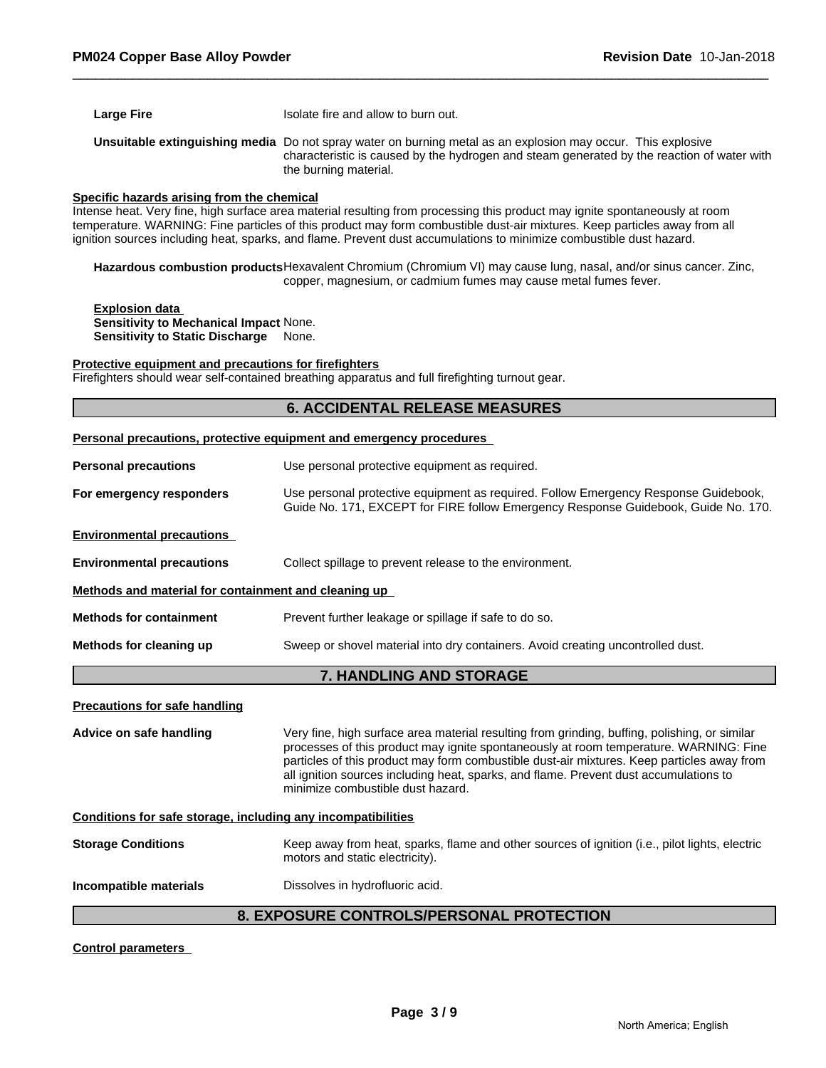**Large Fire** Isolate fire and allow to burn out.

**Unsuitable extinguishing media** Do not spray water on burning metal as an explosion may occur. This explosive characteristic is caused by the hydrogen and steam generated by the reaction of water with the burning material.

**Specific hazards arising from the chemical**

Intense heat. Very fine, high surface area material resulting from processing this product may ignite spontaneously at room temperature. WARNING: Fine particles of this product may form combustible dust-air mixtures. Keep particles away from all ignition sources including heat, sparks, and flame. Prevent dust accumulations to minimize combustible dust hazard.

**Hazardous combustion products** Hexavalent Chromium (Chromium VI) may cause lung, nasal, and/or sinus cancer. Zinc, copper, magnesium, or cadmium fumes may cause metal fumes fever.

**Explosion data**

**Sensitivity to Mechanical Impact** None.

**Sensitivity to Static Discharge** None.

**Protective equipment and precautions for firefighters**

Firefighters should wear self-contained breathing apparatus and full firefighting turnout gear.

## 6. ACCIDENTAL RELEASE MEASURES

**Personal precautions, protective equipment and emergency procedures**

**Personal precautions** Use personal protective equipment as required.

**For emergency responders** Use personal protective equipment as required. Follow Emergency Response Guidebook, Guide No. 171, EXCEPT for FIRE follow Emergency Response Guidebook, Guide No. 170.

**Environmental precautions**

**Environmental precautions** Collect spillage to prevent release to the environment.

**Methods and material for containment and cleaning up**

**Methods for containment** Prevent further leakage or spillage if safe to do so.

**Methods for cleaning up** Sweep or shovel material into dry containers. Avoid creating uncontrolled dust.

## 7. HANDLING AND STORAGE

**Precautions for safe handling**

**Advice on safe handling** Very fine, high surface area material resulting from grinding, buffing, polishing, or similar processes of this product may ignite spontaneously at room temperature. WARNING: Fine particles of this product may form combustible dust-air mixtures. Keep particles away from all ignition sources including heat, sparks, and flame. Prevent dust accumulations to minimize combustible dust hazard.

**Conditions for safe storage, including any incompatibilities**

**Storage Conditions** Keep away from heat, sparks, flame and other sources of ignition (i.e., pilot lights, electric motors and static electricity).

**Incompatible materials** Dissolves in hydrofluoric acid.

## 8. EXPOSURE CONTROLS/PERSONAL PROTECTION

**Control parameters**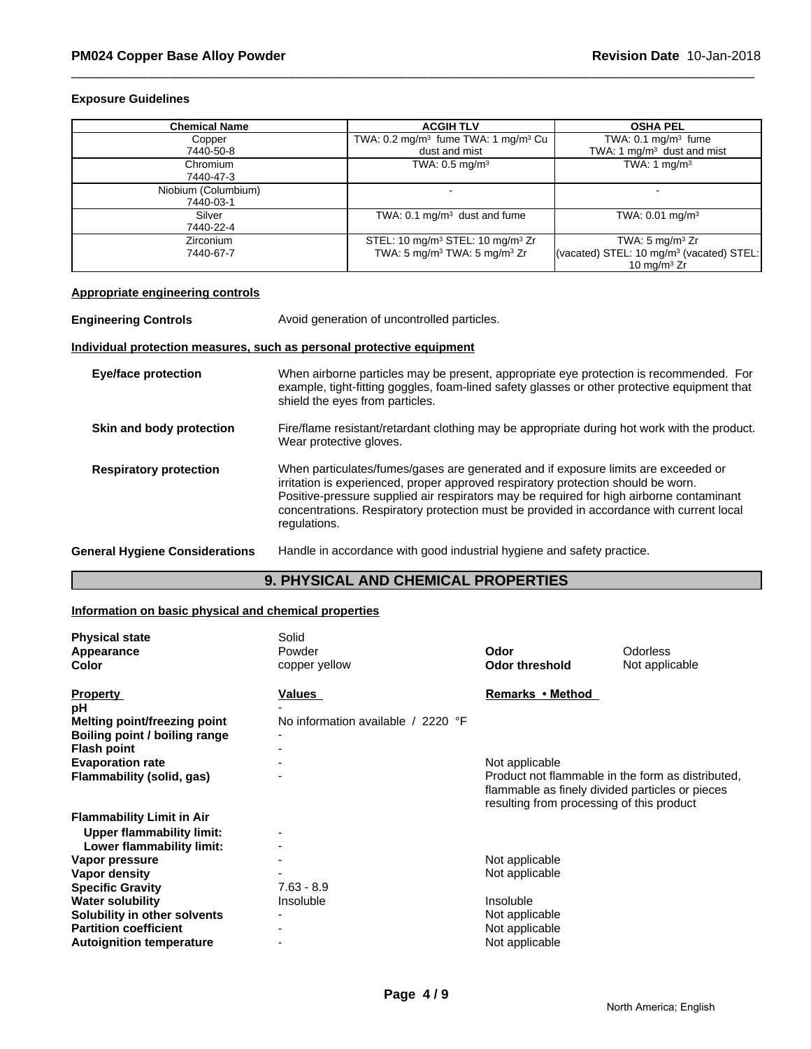### Exposure Guidelines

| Chemical Name | ACGIH TLV | OSHA PEL |
|---|---|---|
| Copper<br>7440-50-8 | TWA: 0.2 mg/m³ fume TWA: 1 mg/m³ Cu dust and mist | TWA: 0.1 mg/m³ fume<br>TWA: 1 mg/m³ dust and mist |
| Chromium<br>7440-47-3 | TWA: 0.5 mg/m³ | TWA: 1 mg/m³ |
| Niobium (Columbium)<br>7440-03-1 | - | - |
| Silver<br>7440-22-4 | TWA: 0.1 mg/m³ dust and fume | TWA: 0.01 mg/m³ |
| Zirconium<br>7440-67-7 | STEL: 10 mg/m³ STEL: 10 mg/m³ Zr<br>TWA: 5 mg/m³ TWA: 5 mg/m³ Zr | TWA: 5 mg/m³ Zr<br>(vacated) STEL: 10 mg/m³ (vacated) STEL: 10 mg/m³ Zr |

#### Appropriate engineering controls

**Engineering Controls** Avoid generation of uncontrolled particles.

#### Individual protection measures, such as personal protective equipment

**Eye/face protection** When airborne particles may be present, appropriate eye protection is recommended. For example, tight-fitting goggles, foam-lined safety glasses or other protective equipment that shield the eyes from particles.

**Skin and body protection** Fire/flame resistant/retardant clothing may be appropriate during hot work with the product. Wear protective gloves.

**Respiratory protection** When particulates/fumes/gases are generated and if exposure limits are exceeded or irritation is experienced, proper approved respiratory protection should be worn. Positive-pressure supplied air respirators may be required for high airborne contaminant concentrations. Respiratory protection must be provided in accordance with current local regulations.

**General Hygiene Considerations** Handle in accordance with good industrial hygiene and safety practice.

## 9. PHYSICAL AND CHEMICAL PROPERTIES

#### Information on basic physical and chemical properties

**Physical state** Solid
**Appearance** Powder
**Color** copper yellow
**Odor** Odorless
**Odor threshold** Not applicable

| Property | Values | Remarks • Method |
|---|---|---|
| **pH** | - | |
| **Melting point/freezing point** | No information available / 2220 °F | |
| **Boiling point / boiling range** | - | |
| **Flash point** | - | |
| **Evaporation rate** | - | Not applicable |
| **Flammability (solid, gas)** | - | Product not flammable in the form as distributed, flammable as finely divided particles or pieces resulting from processing of this product |
| **Flammability Limit in Air** | | |
| **Upper flammability limit:** | - | |
| **Lower flammability limit:** | - | |
| **Vapor pressure** | - | Not applicable |
| **Vapor density** | - | Not applicable |
| **Specific Gravity** | 7.63 - 8.9 | |
| **Water solubility** | Insoluble | Insoluble |
| **Solubility in other solvents** | - | Not applicable |
| **Partition coefficient** | - | Not applicable |
| **Autoignition temperature** | - | Not applicable |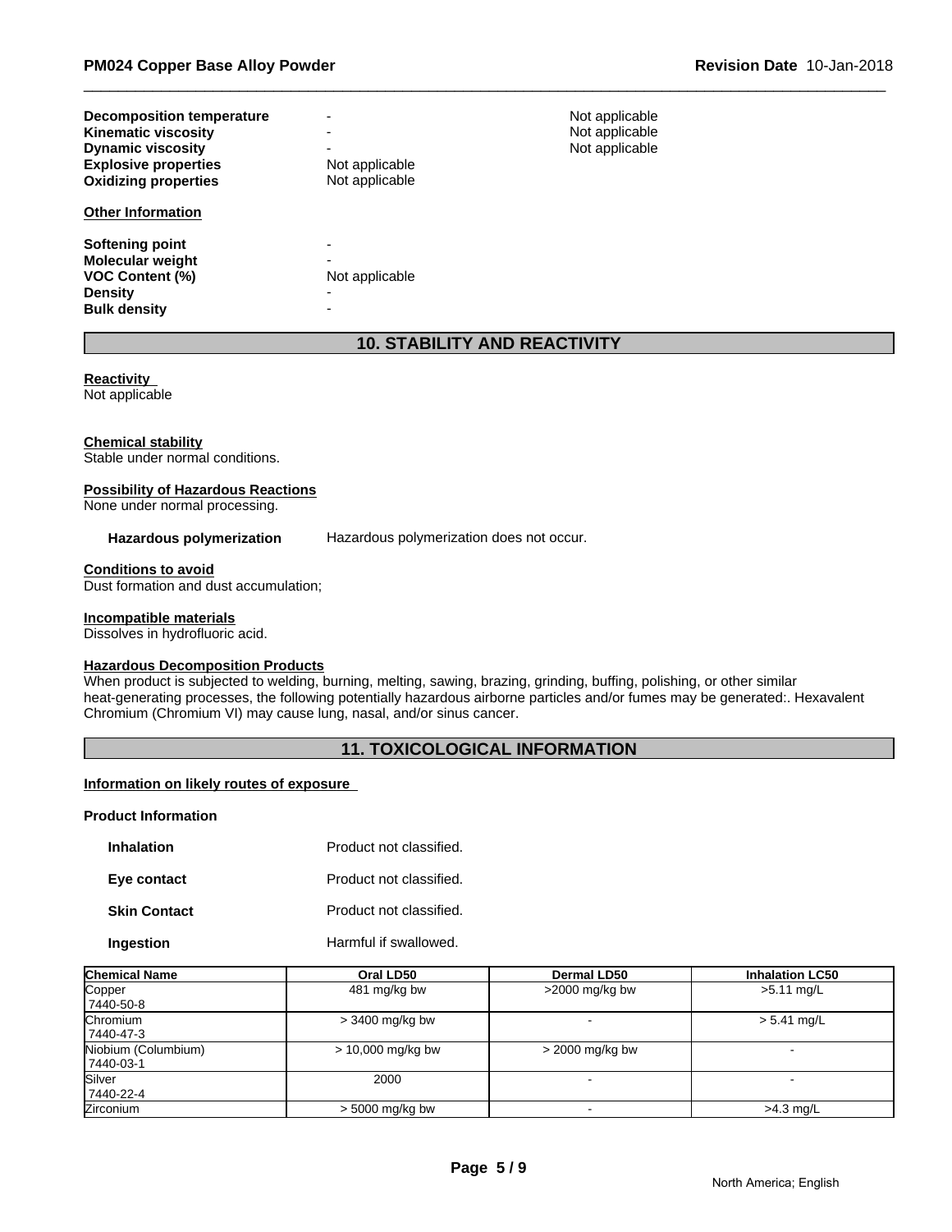| | | |
|---|---|---|
| **Decomposition temperature** | - | Not applicable |
| **Kinematic viscosity** | - | Not applicable |
| **Dynamic viscosity** | - | Not applicable |
| **Explosive properties** | Not applicable | |
| **Oxidizing properties** | Not applicable | |

**Other Information**

| | |
|---|---|
| **Softening point** | - |
| **Molecular weight** | - |
| **VOC Content (%)** | Not applicable |
| **Density** | - |
| **Bulk density** | - |

## 10. STABILITY AND REACTIVITY

**Reactivity**
Not applicable

**Chemical stability**
Stable under normal conditions.

**Possibility of Hazardous Reactions**
None under normal processing.

**Hazardous polymerization** Hazardous polymerization does not occur.

**Conditions to avoid**
Dust formation and dust accumulation;

**Incompatible materials**
Dissolves in hydrofluoric acid.

**Hazardous Decomposition Products**
When product is subjected to welding, burning, melting, sawing, brazing, grinding, buffing, polishing, or other similar heat-generating processes, the following potentially hazardous airborne particles and/or fumes may be generated:. Hexavalent Chromium (Chromium VI) may cause lung, nasal, and/or sinus cancer.

## 11. TOXICOLOGICAL INFORMATION

**Information on likely routes of exposure**

**Product Information**

| | |
|---|---|
| **Inhalation** | Product not classified. |
| **Eye contact** | Product not classified. |
| **Skin Contact** | Product not classified. |
| **Ingestion** | Harmful if swallowed. |

| Chemical Name | Oral LD50 | Dermal LD50 | Inhalation LC50 |
|---|---|---|---|
| Copper<br>7440-50-8 | 481 mg/kg bw | >2000 mg/kg bw | >5.11 mg/L |
| Chromium<br>7440-47-3 | > 3400 mg/kg bw | - | > 5.41 mg/L |
| Niobium (Columbium)<br>7440-03-1 | > 10,000 mg/kg bw | > 2000 mg/kg bw | - |
| Silver<br>7440-22-4 | 2000 | - | - |
| Zirconium | > 5000 mg/kg bw | - | >4.3 mg/L |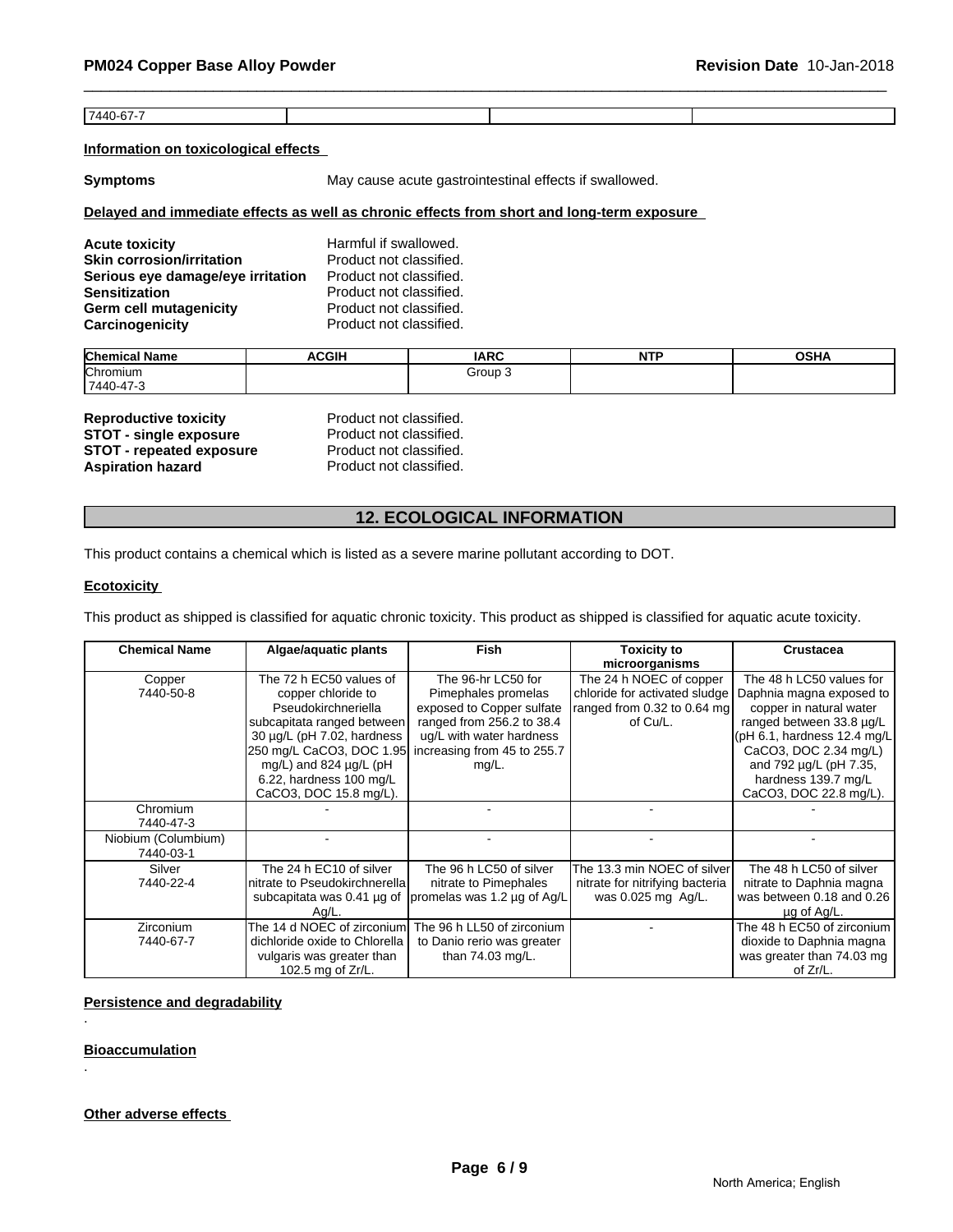| 7440-67-7 | | | |
|---|---|---|---|

**Information on toxicological effects**

**Symptoms** May cause acute gastrointestinal effects if swallowed.

**Delayed and immediate effects as well as chronic effects from short and long-term exposure**

**Acute toxicity** Harmful if swallowed.
**Skin corrosion/irritation** Product not classified.
**Serious eye damage/eye irritation** Product not classified.
**Sensitization** Product not classified.
**Germ cell mutagenicity** Product not classified.
**Carcinogenicity** Product not classified.

| Chemical Name | ACGIH | IARC | NTP | OSHA |
|---|---|---|---|---|
| Chromium<br>7440-47-3 | | Group 3 | | |

**Reproductive toxicity** Product not classified.
**STOT - single exposure** Product not classified.
**STOT - repeated exposure** Product not classified.
**Aspiration hazard** Product not classified.

## 12. ECOLOGICAL INFORMATION

This product contains a chemical which is listed as a severe marine pollutant according to DOT.

**Ecotoxicity**

This product as shipped is classified for aquatic chronic toxicity. This product as shipped is classified for aquatic acute toxicity.

| Chemical Name | Algae/aquatic plants | Fish | Toxicity to microorganisms | Crustacea |
|---|---|---|---|---|
| Copper<br>7440-50-8 | The 72 h EC50 values of copper chloride to Pseudokirchneriella subcapitata ranged between 30 µg/L (pH 7.02, hardness 250 mg/L CaCO3, DOC 1.95 mg/L) and 824 µg/L (pH 6.22, hardness 100 mg/L CaCO3, DOC 15.8 mg/L). | The 96-hr LC50 for Pimephales promelas exposed to Copper sulfate ranged from 256.2 to 38.4 ug/L with water hardness increasing from 45 to 255.7 mg/L. | The 24 h NOEC of copper chloride for activated sludge ranged from 0.32 to 0.64 mg of Cu/L. | The 48 h LC50 values for Daphnia magna exposed to copper in natural water ranged between 33.8 µg/L (pH 6.1, hardness 12.4 mg/L CaCO3, DOC 2.34 mg/L) and 792 µg/L (pH 7.35, hardness 139.7 mg/L CaCO3, DOC 22.8 mg/L). |
| Chromium<br>7440-47-3 | - | - | - | - |
| Niobium (Columbium)<br>7440-03-1 | - | - | - | - |
| Silver<br>7440-22-4 | The 24 h EC10 of silver nitrate to Pseudokirchnerella subcapitata was 0.41 µg of Ag/L. | The 96 h LC50 of silver nitrate to Pimephales promelas was 1.2 µg of Ag/L | The 13.3 min NOEC of silver nitrate for nitrifying bacteria was 0.025 mg Ag/L. | The 48 h LC50 of silver nitrate to Daphnia magna was between 0.18 and 0.26 µg of Ag/L. |
| Zirconium<br>7440-67-7 | The 14 d NOEC of zirconium dichloride oxide to Chlorella vulgaris was greater than 102.5 mg of Zr/L. | The 96 h LL50 of zirconium to Danio rerio was greater than 74.03 mg/L. | - | The 48 h EC50 of zirconium dioxide to Daphnia magna was greater than 74.03 mg of Zr/L. |

**Persistence and degradability**

.

**Bioaccumulation**

.

**Other adverse effects**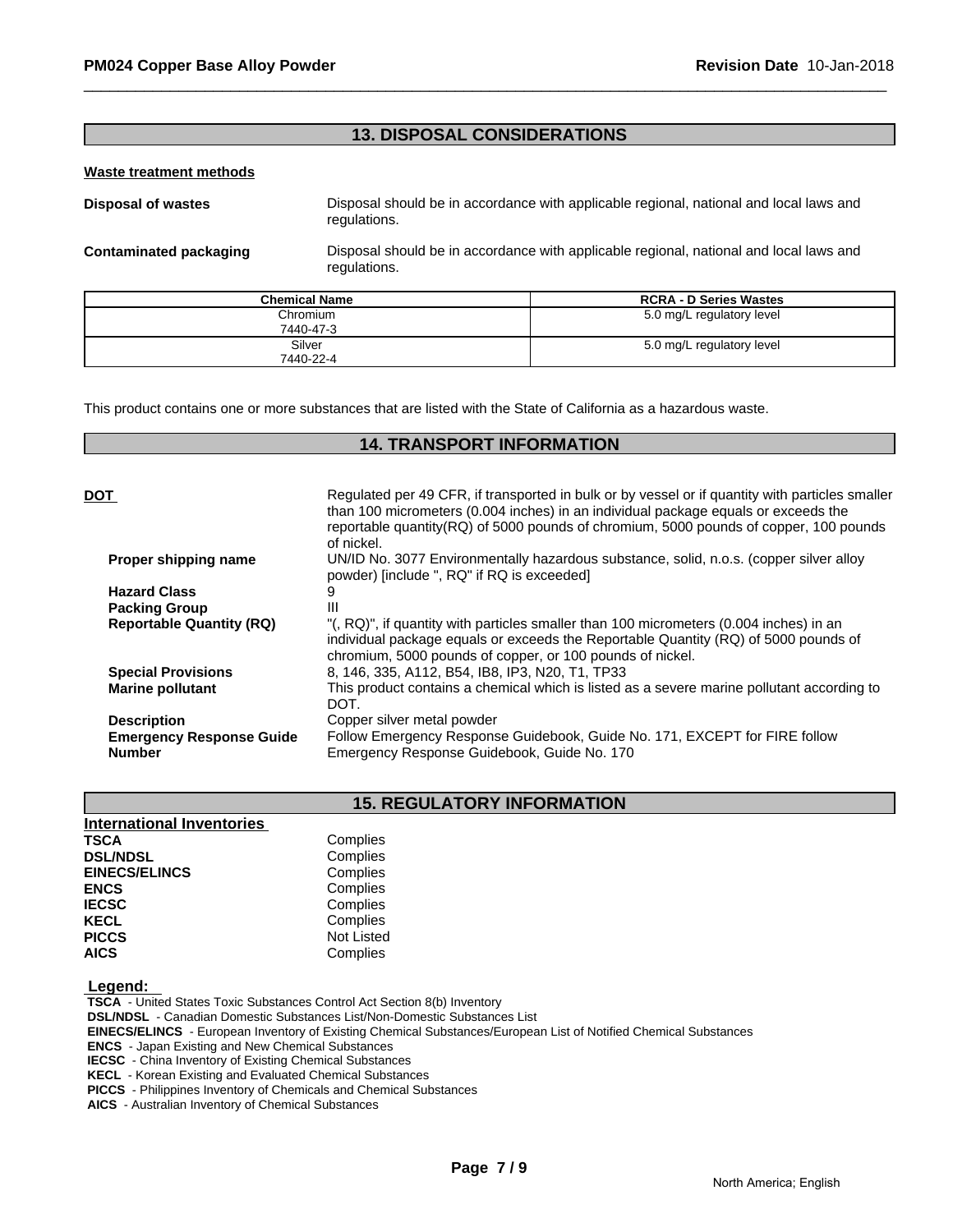## 13. DISPOSAL CONSIDERATIONS

**Waste treatment methods**

**Disposal of wastes** Disposal should be in accordance with applicable regional, national and local laws and regulations.

**Contaminated packaging** Disposal should be in accordance with applicable regional, national and local laws and regulations.

| Chemical Name | RCRA - D Series Wastes |
|---|---|
| Chromium 7440-47-3 | 5.0 mg/L regulatory level |
| Silver 7440-22-4 | 5.0 mg/L regulatory level |

This product contains one or more substances that are listed with the State of California as a hazardous waste.

## 14. TRANSPORT INFORMATION

**DOT** Regulated per 49 CFR, if transported in bulk or by vessel or if quantity with particles smaller than 100 micrometers (0.004 inches) in an individual package equals or exceeds the reportable quantity(RQ) of 5000 pounds of chromium, 5000 pounds of copper, 100 pounds of nickel.

**Proper shipping name** UN/ID No. 3077 Environmentally hazardous substance, solid, n.o.s. (copper silver alloy powder) [include ", RQ" if RQ is exceeded]

**Hazard Class** 9

**Packing Group** III

**Reportable Quantity (RQ)** "(, RQ)", if quantity with particles smaller than 100 micrometers (0.004 inches) in an individual package equals or exceeds the Reportable Quantity (RQ) of 5000 pounds of chromium, 5000 pounds of copper, or 100 pounds of nickel.

**Special Provisions** 8, 146, 335, A112, B54, IB8, IP3, N20, T1, TP33

**Marine pollutant** This product contains a chemical which is listed as a severe marine pollutant according to DOT.

**Description** Copper silver metal powder

**Emergency Response Guide Number** Follow Emergency Response Guidebook, Guide No. 171, EXCEPT for FIRE follow Emergency Response Guidebook, Guide No. 170

## 15. REGULATORY INFORMATION

**International Inventories**

| | |
|---|---|
| **TSCA** | Complies |
| **DSL/NDSL** | Complies |
| **EINECS/ELINCS** | Complies |
| **ENCS** | Complies |
| **IECSC** | Complies |
| **KECL** | Complies |
| **PICCS** | Not Listed |
| **AICS** | Complies |

**Legend:**

**TSCA** - United States Toxic Substances Control Act Section 8(b) Inventory
**DSL/NDSL** - Canadian Domestic Substances List/Non-Domestic Substances List
**EINECS/ELINCS** - European Inventory of Existing Chemical Substances/European List of Notified Chemical Substances
**ENCS** - Japan Existing and New Chemical Substances
**IECSC** - China Inventory of Existing Chemical Substances
**KECL** - Korean Existing and Evaluated Chemical Substances
**PICCS** - Philippines Inventory of Chemicals and Chemical Substances
**AICS** - Australian Inventory of Chemical Substances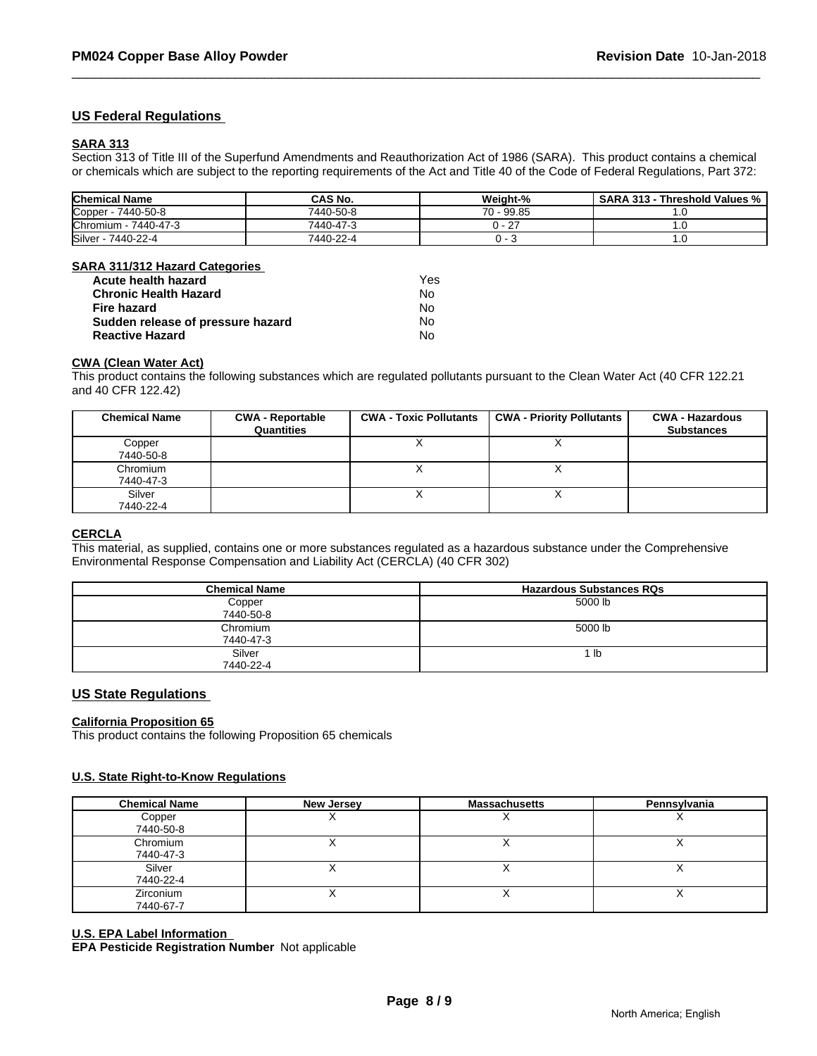## US Federal Regulations

### SARA 313

Section 313 of Title III of the Superfund Amendments and Reauthorization Act of 1986 (SARA). This product contains a chemical or chemicals which are subject to the reporting requirements of the Act and Title 40 of the Code of Federal Regulations, Part 372:

| Chemical Name | CAS No. | Weight-% | SARA 313 - Threshold Values % |
|---|---|---|---|
| Copper - 7440-50-8 | 7440-50-8 | 70 - 99.85 | 1.0 |
| Chromium - 7440-47-3 | 7440-47-3 | 0 - 27 | 1.0 |
| Silver - 7440-22-4 | 7440-22-4 | 0 - 3 | 1.0 |

### SARA 311/312 Hazard Categories

| | |
|---|---|
| **Acute health hazard** | Yes |
| **Chronic Health Hazard** | No |
| **Fire hazard** | No |
| **Sudden release of pressure hazard** | No |
| **Reactive Hazard** | No |

### CWA (Clean Water Act)

This product contains the following substances which are regulated pollutants pursuant to the Clean Water Act (40 CFR 122.21 and 40 CFR 122.42)

| Chemical Name | CWA - Reportable Quantities | CWA - Toxic Pollutants | CWA - Priority Pollutants | CWA - Hazardous Substances |
|---|---|---|---|---|
| Copper 7440-50-8 | | X | X | |
| Chromium 7440-47-3 | | X | X | |
| Silver 7440-22-4 | | X | X | |

### CERCLA

This material, as supplied, contains one or more substances regulated as a hazardous substance under the Comprehensive Environmental Response Compensation and Liability Act (CERCLA) (40 CFR 302)

| Chemical Name | Hazardous Substances RQs |
|---|---|
| Copper 7440-50-8 | 5000 lb |
| Chromium 7440-47-3 | 5000 lb |
| Silver 7440-22-4 | 1 lb |

## US State Regulations

### California Proposition 65

This product contains the following Proposition 65 chemicals

### U.S. State Right-to-Know Regulations

| Chemical Name | New Jersey | Massachusetts | Pennsylvania |
|---|---|---|---|
| Copper 7440-50-8 | X | X | X |
| Chromium 7440-47-3 | X | X | X |
| Silver 7440-22-4 | X | X | X |
| Zirconium 7440-67-7 | X | X | X |

### U.S. EPA Label Information

**EPA Pesticide Registration Number** Not applicable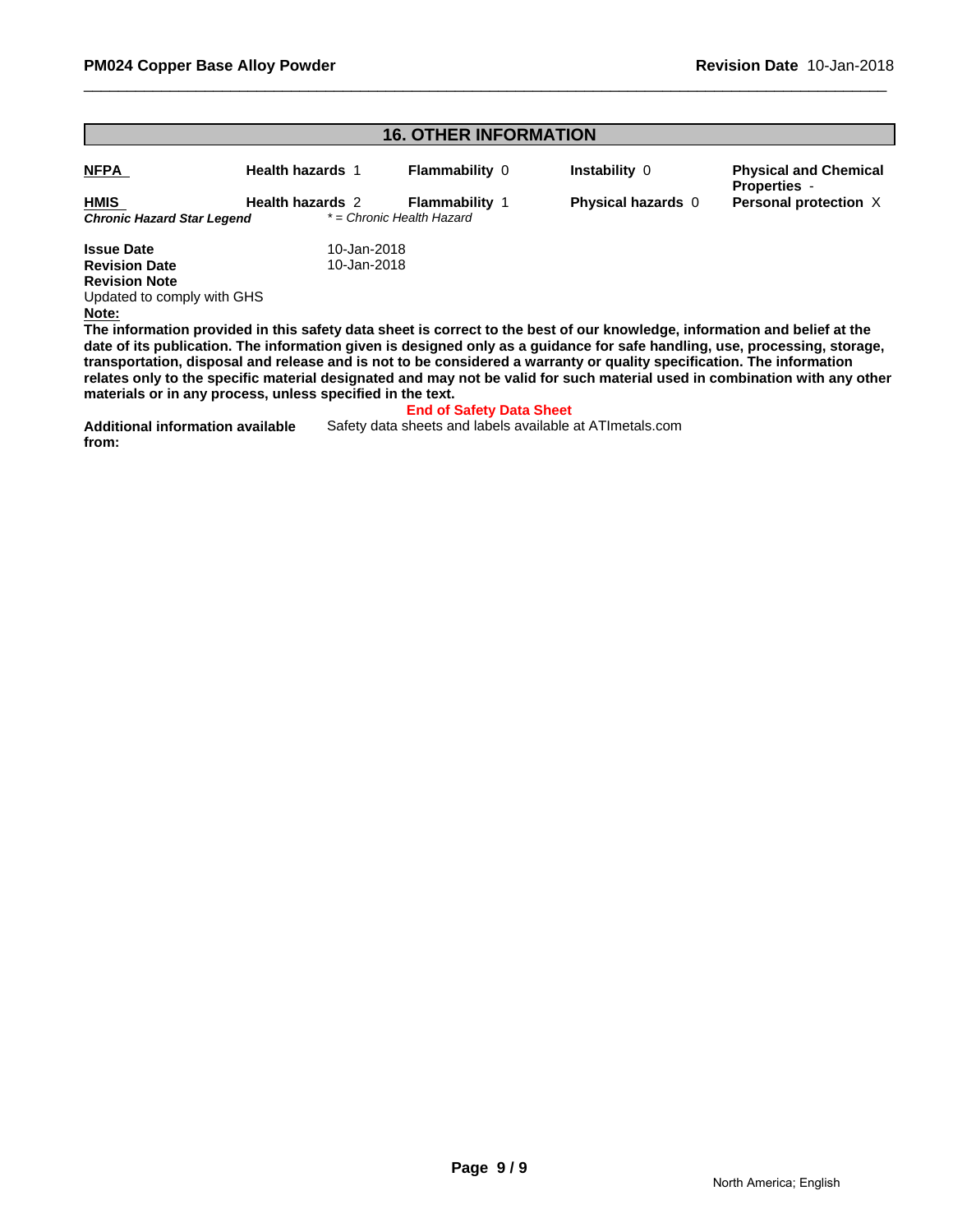## 16. OTHER INFORMATION

| | | | | |
|---|---|---|---|---|
| **NFPA** | **Health hazards** 1 | **Flammability** 0 | **Instability** 0 | **Physical and Chemical Properties** - |
| **HMIS** | **Health hazards** 2 | **Flammability** 1 | **Physical hazards** 0 | **Personal protection** X |

***Chronic Hazard Star Legend*** *\* = Chronic Health Hazard*

**Issue Date** 10-Jan-2018
**Revision Date** 10-Jan-2018
**Revision Note**
Updated to comply with GHS

**Note:**

**The information provided in this safety data sheet is correct to the best of our knowledge, information and belief at the date of its publication. The information given is designed only as a guidance for safe handling, use, processing, storage, transportation, disposal and release and is not to be considered a warranty or quality specification. The information relates only to the specific material designated and may not be valid for such material used in combination with any other materials or in any process, unless specified in the text.**

**End of Safety Data Sheet**

**Additional information available from:** Safety data sheets and labels available at ATImetals.com

North America; English